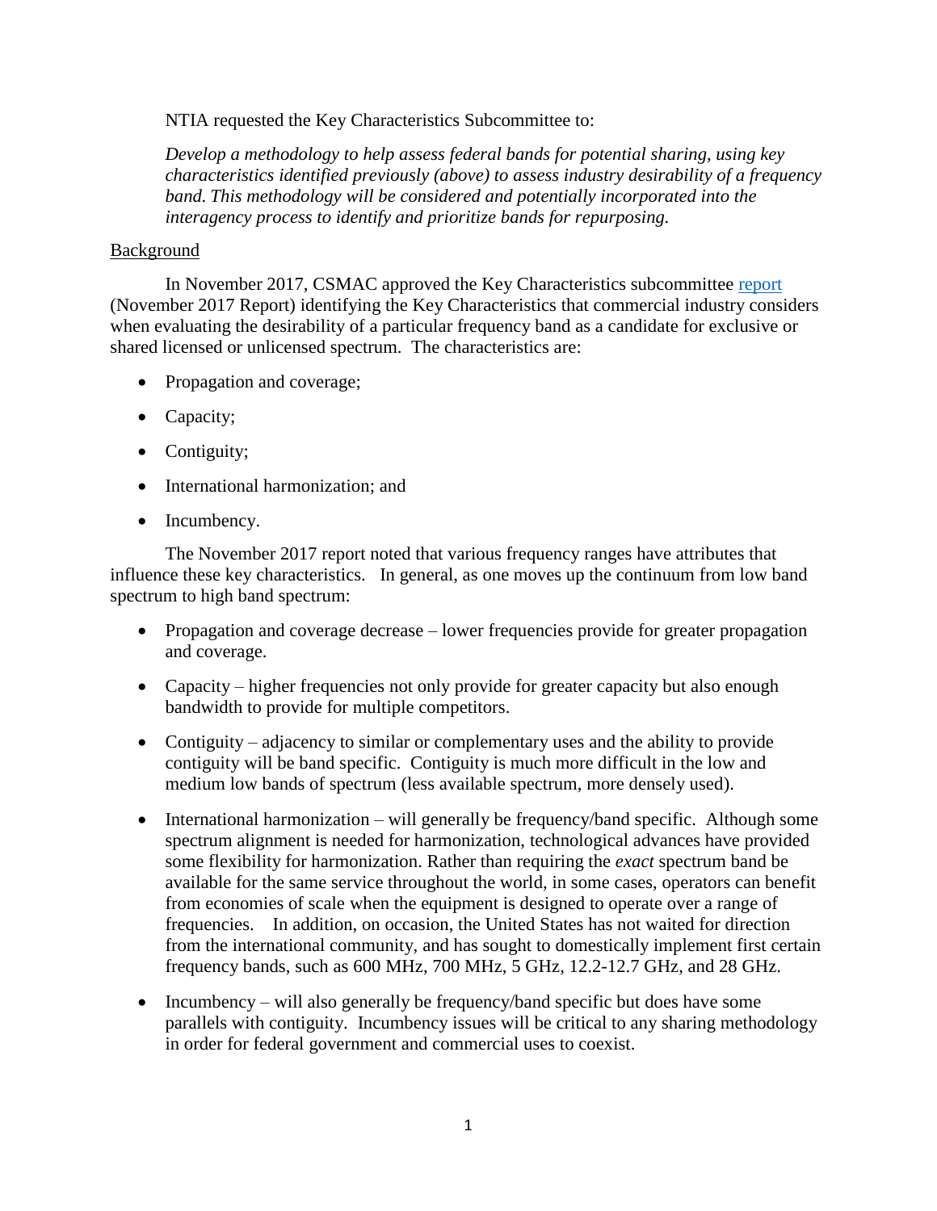NTIA requested the Key Characteristics Subcommittee to:

*Develop a methodology to help assess federal bands for potential sharing, using key characteristics identified previously (above) to assess industry desirability of a frequency band. This methodology will be considered and potentially incorporated into the interagency process to identify and prioritize bands for repurposing.*

Background

In November 2017, CSMAC approved the Key Characteristics subcommittee report (November 2017 Report) identifying the Key Characteristics that commercial industry considers when evaluating the desirability of a particular frequency band as a candidate for exclusive or shared licensed or unlicensed spectrum. The characteristics are:

- Propagation and coverage;
- Capacity;
- Contiguity;
- International harmonization; and
- Incumbency.

The November 2017 report noted that various frequency ranges have attributes that influence these key characteristics. In general, as one moves up the continuum from low band spectrum to high band spectrum:

- Propagation and coverage decrease – lower frequencies provide for greater propagation and coverage.
- Capacity – higher frequencies not only provide for greater capacity but also enough bandwidth to provide for multiple competitors.
- Contiguity – adjacency to similar or complementary uses and the ability to provide contiguity will be band specific. Contiguity is much more difficult in the low and medium low bands of spectrum (less available spectrum, more densely used).
- International harmonization – will generally be frequency/band specific. Although some spectrum alignment is needed for harmonization, technological advances have provided some flexibility for harmonization. Rather than requiring the *exact* spectrum band be available for the same service throughout the world, in some cases, operators can benefit from economies of scale when the equipment is designed to operate over a range of frequencies. In addition, on occasion, the United States has not waited for direction from the international community, and has sought to domestically implement first certain frequency bands, such as 600 MHz, 700 MHz, 5 GHz, 12.2-12.7 GHz, and 28 GHz.
- Incumbency – will also generally be frequency/band specific but does have some parallels with contiguity. Incumbency issues will be critical to any sharing methodology in order for federal government and commercial uses to coexist.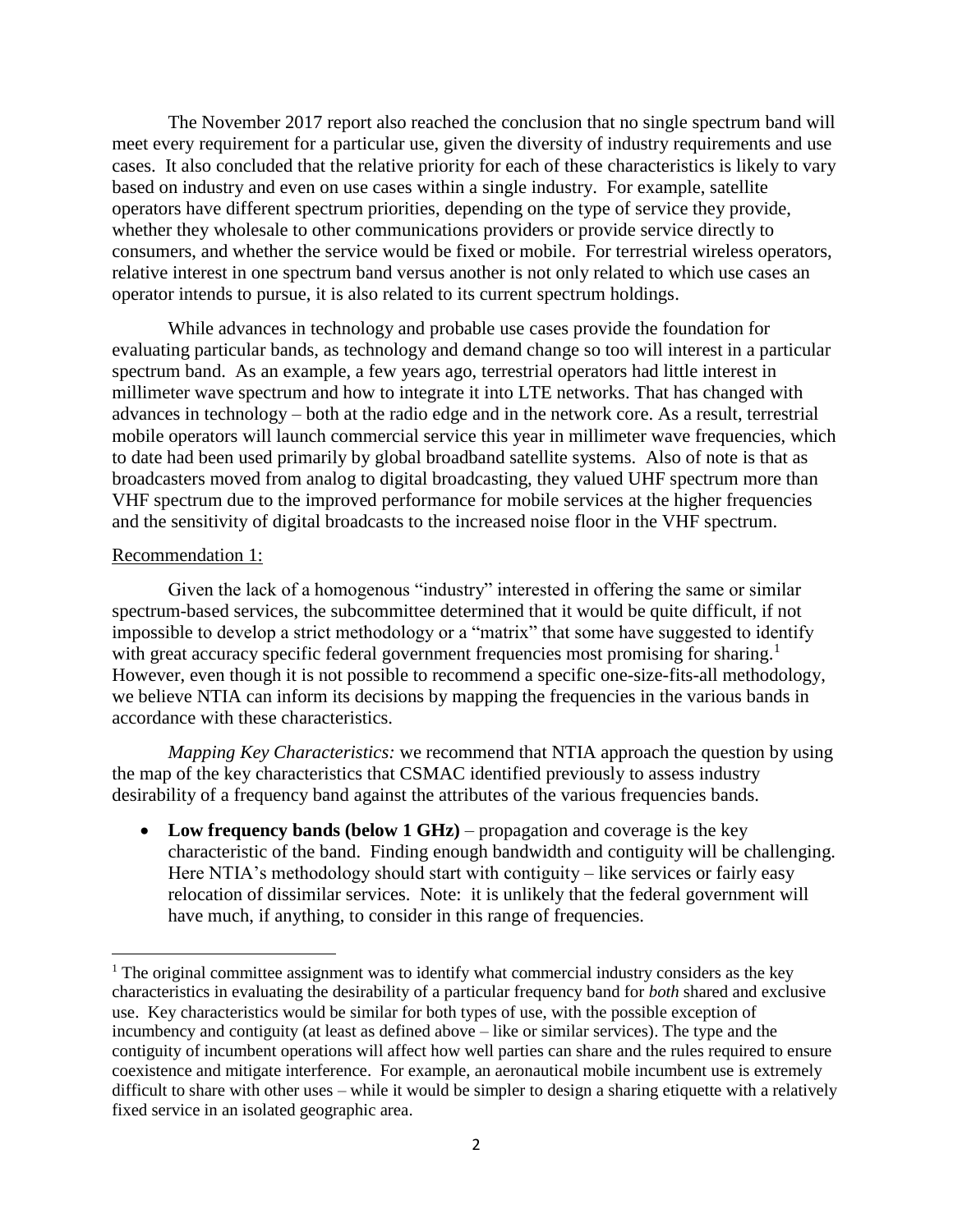The November 2017 report also reached the conclusion that no single spectrum band will meet every requirement for a particular use, given the diversity of industry requirements and use cases. It also concluded that the relative priority for each of these characteristics is likely to vary based on industry and even on use cases within a single industry. For example, satellite operators have different spectrum priorities, depending on the type of service they provide, whether they wholesale to other communications providers or provide service directly to consumers, and whether the service would be fixed or mobile. For terrestrial wireless operators, relative interest in one spectrum band versus another is not only related to which use cases an operator intends to pursue, it is also related to its current spectrum holdings.

While advances in technology and probable use cases provide the foundation for evaluating particular bands, as technology and demand change so too will interest in a particular spectrum band. As an example, a few years ago, terrestrial operators had little interest in millimeter wave spectrum and how to integrate it into LTE networks. That has changed with advances in technology – both at the radio edge and in the network core. As a result, terrestrial mobile operators will launch commercial service this year in millimeter wave frequencies, which to date had been used primarily by global broadband satellite systems. Also of note is that as broadcasters moved from analog to digital broadcasting, they valued UHF spectrum more than VHF spectrum due to the improved performance for mobile services at the higher frequencies and the sensitivity of digital broadcasts to the increased noise floor in the VHF spectrum.

Recommendation 1:

Given the lack of a homogenous "industry" interested in offering the same or similar spectrum-based services, the subcommittee determined that it would be quite difficult, if not impossible to develop a strict methodology or a "matrix" that some have suggested to identify with great accuracy specific federal government frequencies most promising for sharing.[1] However, even though it is not possible to recommend a specific one-size-fits-all methodology, we believe NTIA can inform its decisions by mapping the frequencies in the various bands in accordance with these characteristics.

*Mapping Key Characteristics:* we recommend that NTIA approach the question by using the map of the key characteristics that CSMAC identified previously to assess industry desirability of a frequency band against the attributes of the various frequencies bands.

- **Low frequency bands (below 1 GHz)** – propagation and coverage is the key characteristic of the band. Finding enough bandwidth and contiguity will be challenging. Here NTIA's methodology should start with contiguity – like services or fairly easy relocation of dissimilar services. Note: it is unlikely that the federal government will have much, if anything, to consider in this range of frequencies.

[1] The original committee assignment was to identify what commercial industry considers as the key characteristics in evaluating the desirability of a particular frequency band for *both* shared and exclusive use. Key characteristics would be similar for both types of use, with the possible exception of incumbency and contiguity (at least as defined above – like or similar services). The type and the contiguity of incumbent operations will affect how well parties can share and the rules required to ensure coexistence and mitigate interference. For example, an aeronautical mobile incumbent use is extremely difficult to share with other uses – while it would be simpler to design a sharing etiquette with a relatively fixed service in an isolated geographic area.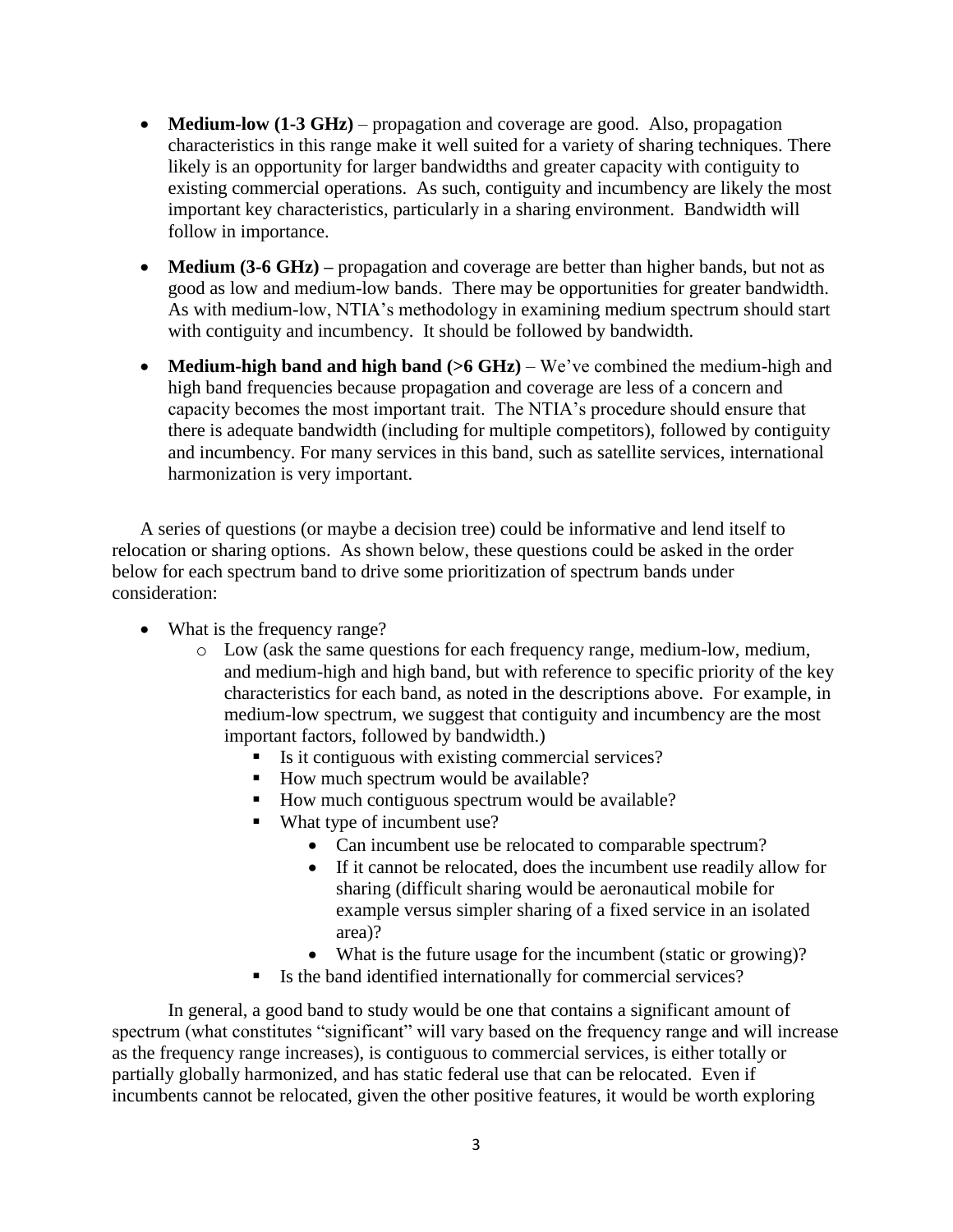- **Medium-low (1-3 GHz)** – propagation and coverage are good. Also, propagation characteristics in this range make it well suited for a variety of sharing techniques. There likely is an opportunity for larger bandwidths and greater capacity with contiguity to existing commercial operations. As such, contiguity and incumbency are likely the most important key characteristics, particularly in a sharing environment. Bandwidth will follow in importance.
- **Medium (3-6 GHz) –** propagation and coverage are better than higher bands, but not as good as low and medium-low bands. There may be opportunities for greater bandwidth. As with medium-low, NTIA's methodology in examining medium spectrum should start with contiguity and incumbency. It should be followed by bandwidth.
- **Medium-high band and high band (>6 GHz)** – We've combined the medium-high and high band frequencies because propagation and coverage are less of a concern and capacity becomes the most important trait. The NTIA's procedure should ensure that there is adequate bandwidth (including for multiple competitors), followed by contiguity and incumbency. For many services in this band, such as satellite services, international harmonization is very important.

A series of questions (or maybe a decision tree) could be informative and lend itself to relocation or sharing options. As shown below, these questions could be asked in the order below for each spectrum band to drive some prioritization of spectrum bands under consideration:

- What is the frequency range?
  - Low (ask the same questions for each frequency range, medium-low, medium, and medium-high and high band, but with reference to specific priority of the key characteristics for each band, as noted in the descriptions above. For example, in medium-low spectrum, we suggest that contiguity and incumbency are the most important factors, followed by bandwidth.)
    - Is it contiguous with existing commercial services?
    - How much spectrum would be available?
    - How much contiguous spectrum would be available?
    - What type of incumbent use?
      - Can incumbent use be relocated to comparable spectrum?
      - If it cannot be relocated, does the incumbent use readily allow for sharing (difficult sharing would be aeronautical mobile for example versus simpler sharing of a fixed service in an isolated area)?
      - What is the future usage for the incumbent (static or growing)?
    - Is the band identified internationally for commercial services?

In general, a good band to study would be one that contains a significant amount of spectrum (what constitutes "significant" will vary based on the frequency range and will increase as the frequency range increases), is contiguous to commercial services, is either totally or partially globally harmonized, and has static federal use that can be relocated. Even if incumbents cannot be relocated, given the other positive features, it would be worth exploring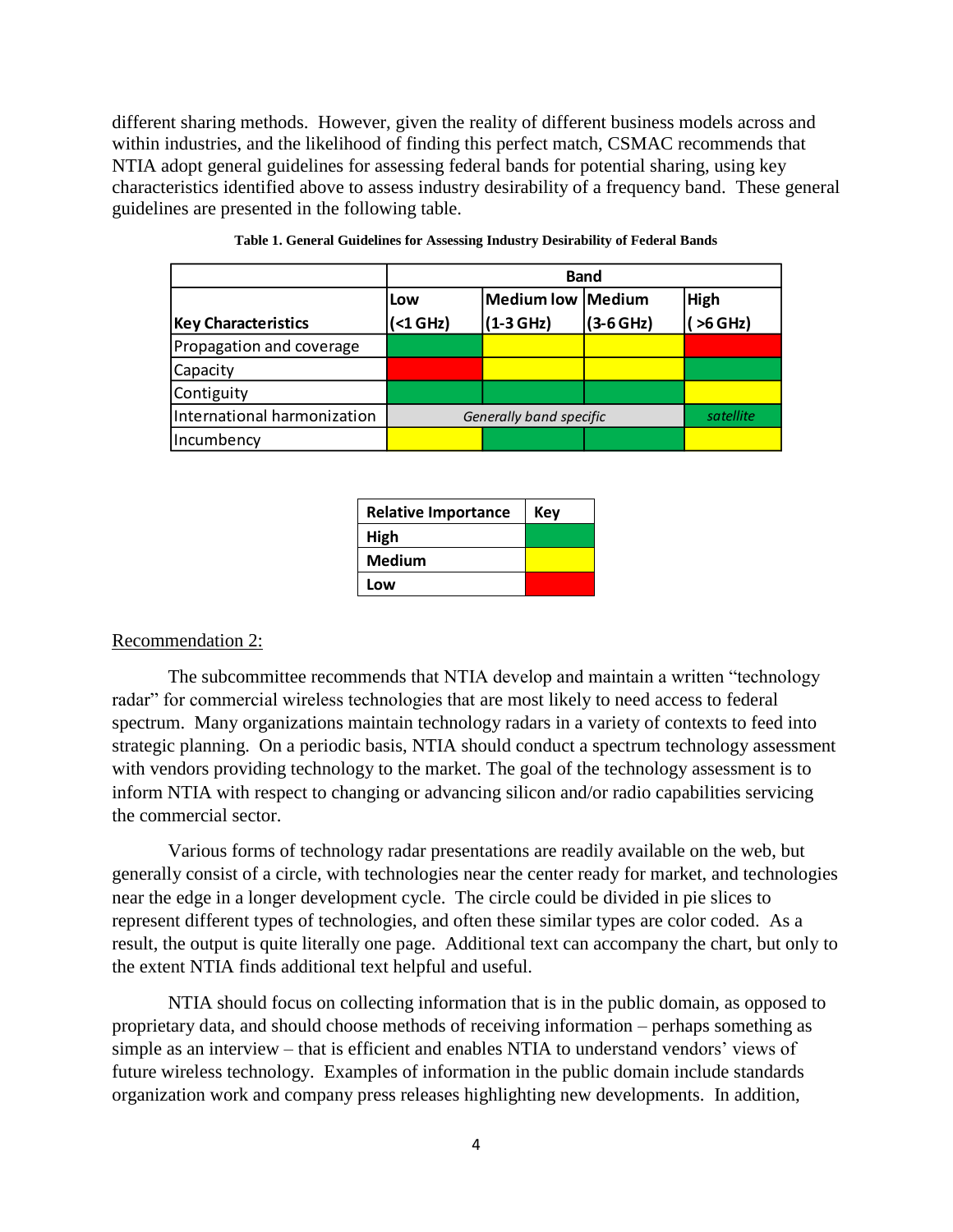different sharing methods. However, given the reality of different business models across and within industries, and the likelihood of finding this perfect match, CSMAC recommends that NTIA adopt general guidelines for assessing federal bands for potential sharing, using key characteristics identified above to assess industry desirability of a frequency band. These general guidelines are presented in the following table.

**Table 1. General Guidelines for Assessing Industry Desirability of Federal Bands**

| | Band | | | |
|---|---|---|---|---|
| **Key Characteristics** | **Low (<1 GHz)** | **Medium low (1-3 GHz)** | **Medium (3-6 GHz)** | **High ( >6 GHz)** |
| Propagation and coverage | High (green) | Medium (yellow) | Medium (yellow) | Low (red) |
| Capacity | Low (red) | Medium (yellow) | Medium (yellow) | High (green) |
| Contiguity | High (green) | High (green) | High (green) | Medium (yellow) |
| International harmonization | *Generally band specific* | | | *satellite* (green) |
| Incumbency | Medium (yellow) | High (green) | High (green) | Medium (yellow) |

| **Relative Importance** | **Key** |
|---|---|
| **High** | green |
| **Medium** | yellow |
| **Low** | red |

Recommendation 2:

The subcommittee recommends that NTIA develop and maintain a written "technology radar" for commercial wireless technologies that are most likely to need access to federal spectrum. Many organizations maintain technology radars in a variety of contexts to feed into strategic planning. On a periodic basis, NTIA should conduct a spectrum technology assessment with vendors providing technology to the market. The goal of the technology assessment is to inform NTIA with respect to changing or advancing silicon and/or radio capabilities servicing the commercial sector.

Various forms of technology radar presentations are readily available on the web, but generally consist of a circle, with technologies near the center ready for market, and technologies near the edge in a longer development cycle. The circle could be divided in pie slices to represent different types of technologies, and often these similar types are color coded. As a result, the output is quite literally one page. Additional text can accompany the chart, but only to the extent NTIA finds additional text helpful and useful.

NTIA should focus on collecting information that is in the public domain, as opposed to proprietary data, and should choose methods of receiving information – perhaps something as simple as an interview – that is efficient and enables NTIA to understand vendors' views of future wireless technology. Examples of information in the public domain include standards organization work and company press releases highlighting new developments. In addition,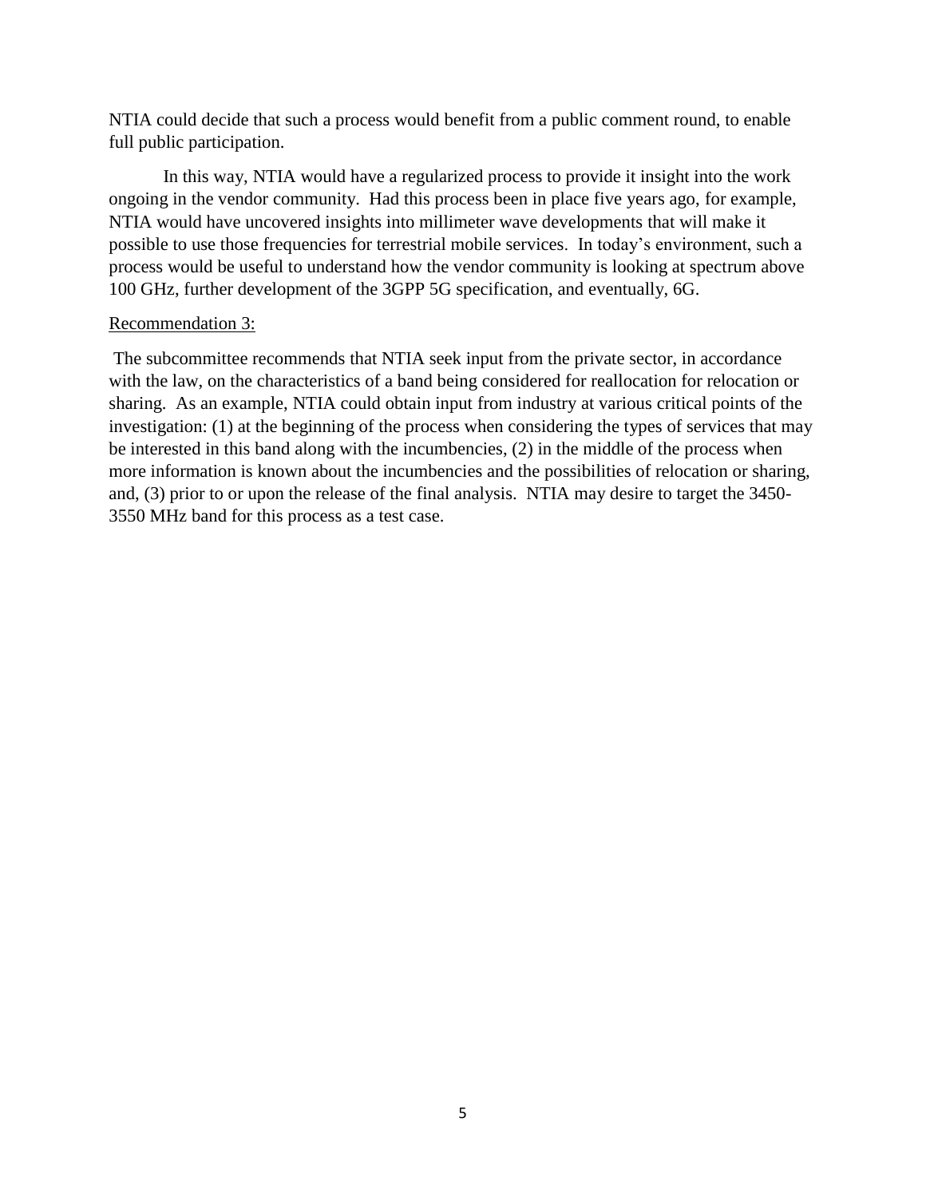NTIA could decide that such a process would benefit from a public comment round, to enable full public participation.

In this way, NTIA would have a regularized process to provide it insight into the work ongoing in the vendor community. Had this process been in place five years ago, for example, NTIA would have uncovered insights into millimeter wave developments that will make it possible to use those frequencies for terrestrial mobile services. In today's environment, such a process would be useful to understand how the vendor community is looking at spectrum above 100 GHz, further development of the 3GPP 5G specification, and eventually, 6G.

<u>Recommendation 3:</u>

The subcommittee recommends that NTIA seek input from the private sector, in accordance with the law, on the characteristics of a band being considered for reallocation for relocation or sharing. As an example, NTIA could obtain input from industry at various critical points of the investigation: (1) at the beginning of the process when considering the types of services that may be interested in this band along with the incumbencies, (2) in the middle of the process when more information is known about the incumbencies and the possibilities of relocation or sharing, and, (3) prior to or upon the release of the final analysis. NTIA may desire to target the 3450-3550 MHz band for this process as a test case.